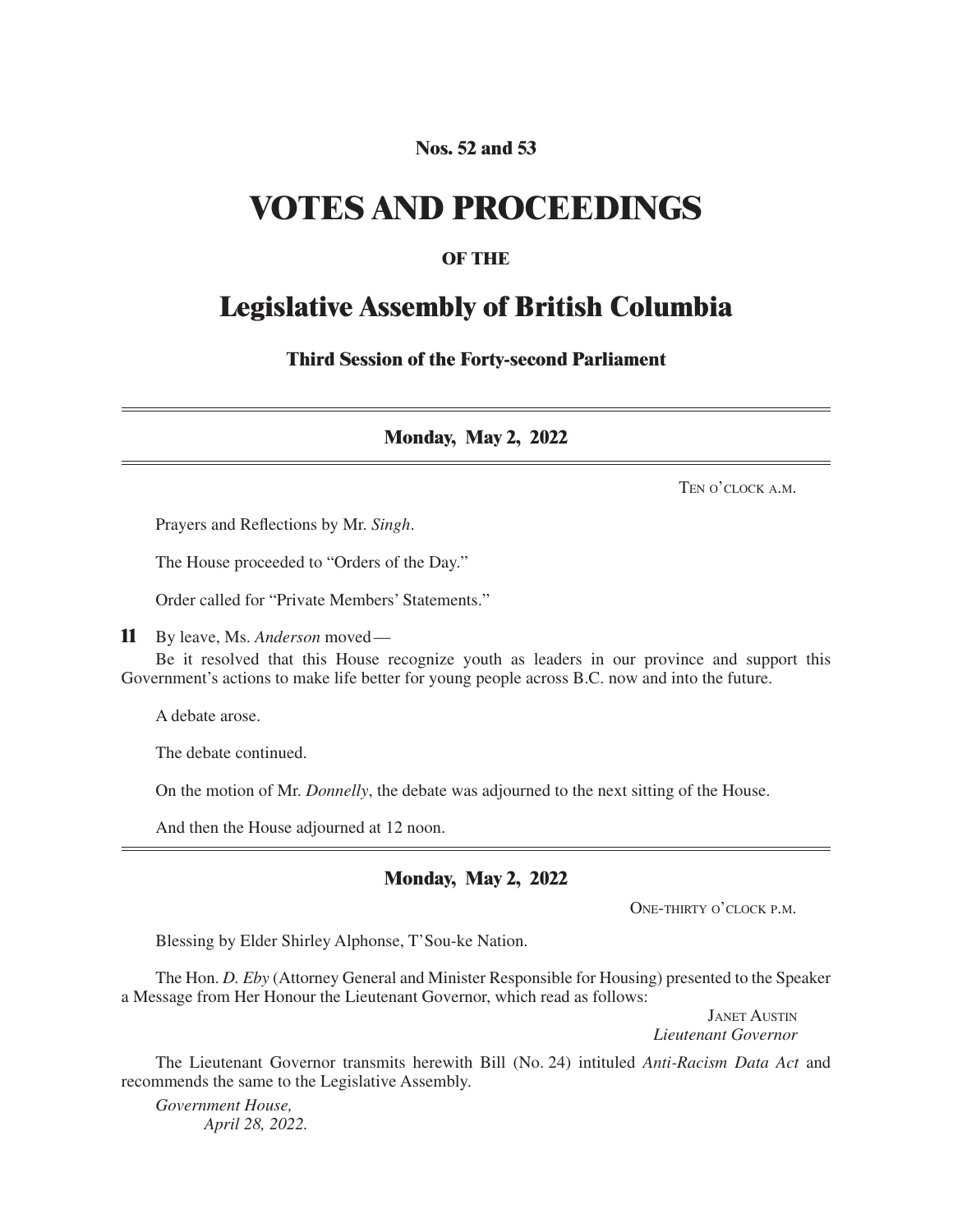**Nos. 52 and 53**

# VOTES AND PROCEEDINGS

**OF THE**

# Legislative Assembly of British Columbia

**Third Session of the Forty-second Parliament**

---

## Monday, May 2, 2022

TEN O'CLOCK A.M.

Prayers and Reflections by Mr. *Singh*.

The House proceeded to "Orders of the Day."

Order called for "Private Members' Statements."

**11** By leave, Ms. *Anderson* moved—

Be it resolved that this House recognize youth as leaders in our province and support this Government's actions to make life better for young people across B.C. now and into the future.

A debate arose.

The debate continued.

On the motion of Mr. *Donnelly*, the debate was adjourned to the next sitting of the House.

And then the House adjourned at 12 noon.

---

## Monday, May 2, 2022

ONE-THIRTY O'CLOCK P.M.

Blessing by Elder Shirley Alphonse, T'Sou-ke Nation.

The Hon. *D. Eby* (Attorney General and Minister Responsible for Housing) presented to the Speaker a Message from Her Honour the Lieutenant Governor, which read as follows:

JANET AUSTIN
*Lieutenant Governor*

The Lieutenant Governor transmits herewith Bill (No. 24) intituled *Anti-Racism Data Act* and recommends the same to the Legislative Assembly.

*Government House,*
*April 28, 2022.*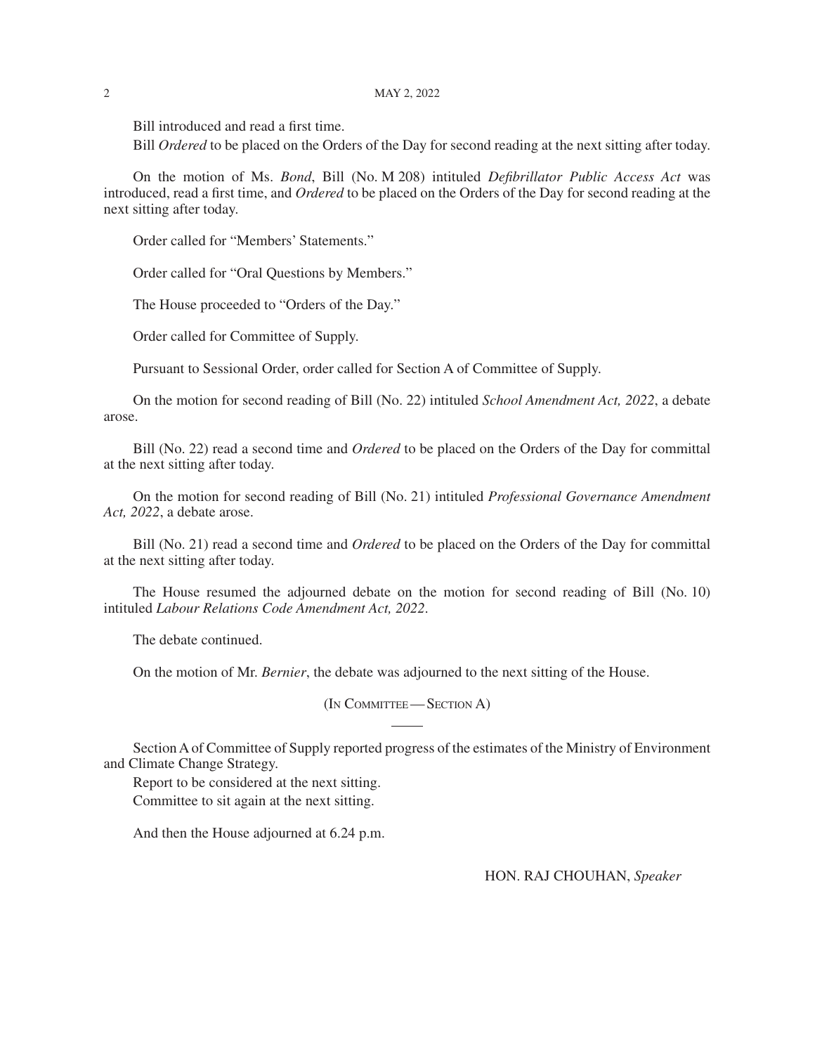Bill introduced and read a first time.

Bill *Ordered* to be placed on the Orders of the Day for second reading at the next sitting after today.

On the motion of Ms. *Bond*, Bill (No. M 208) intituled *Defibrillator Public Access Act* was introduced, read a first time, and *Ordered* to be placed on the Orders of the Day for second reading at the next sitting after today.

Order called for "Members' Statements."

Order called for "Oral Questions by Members."

The House proceeded to "Orders of the Day."

Order called for Committee of Supply.

Pursuant to Sessional Order, order called for Section A of Committee of Supply.

On the motion for second reading of Bill (No. 22) intituled *School Amendment Act, 2022*, a debate arose.

Bill (No. 22) read a second time and *Ordered* to be placed on the Orders of the Day for committal at the next sitting after today.

On the motion for second reading of Bill (No. 21) intituled *Professional Governance Amendment Act, 2022*, a debate arose.

Bill (No. 21) read a second time and *Ordered* to be placed on the Orders of the Day for committal at the next sitting after today.

The House resumed the adjourned debate on the motion for second reading of Bill (No. 10) intituled *Labour Relations Code Amendment Act, 2022*.

The debate continued.

On the motion of Mr. *Bernier*, the debate was adjourned to the next sitting of the House.

(In Committee — Section A)

Section A of Committee of Supply reported progress of the estimates of the Ministry of Environment and Climate Change Strategy.

Report to be considered at the next sitting.

Committee to sit again at the next sitting.

And then the House adjourned at 6.24 p.m.

HON. RAJ CHOUHAN, *Speaker*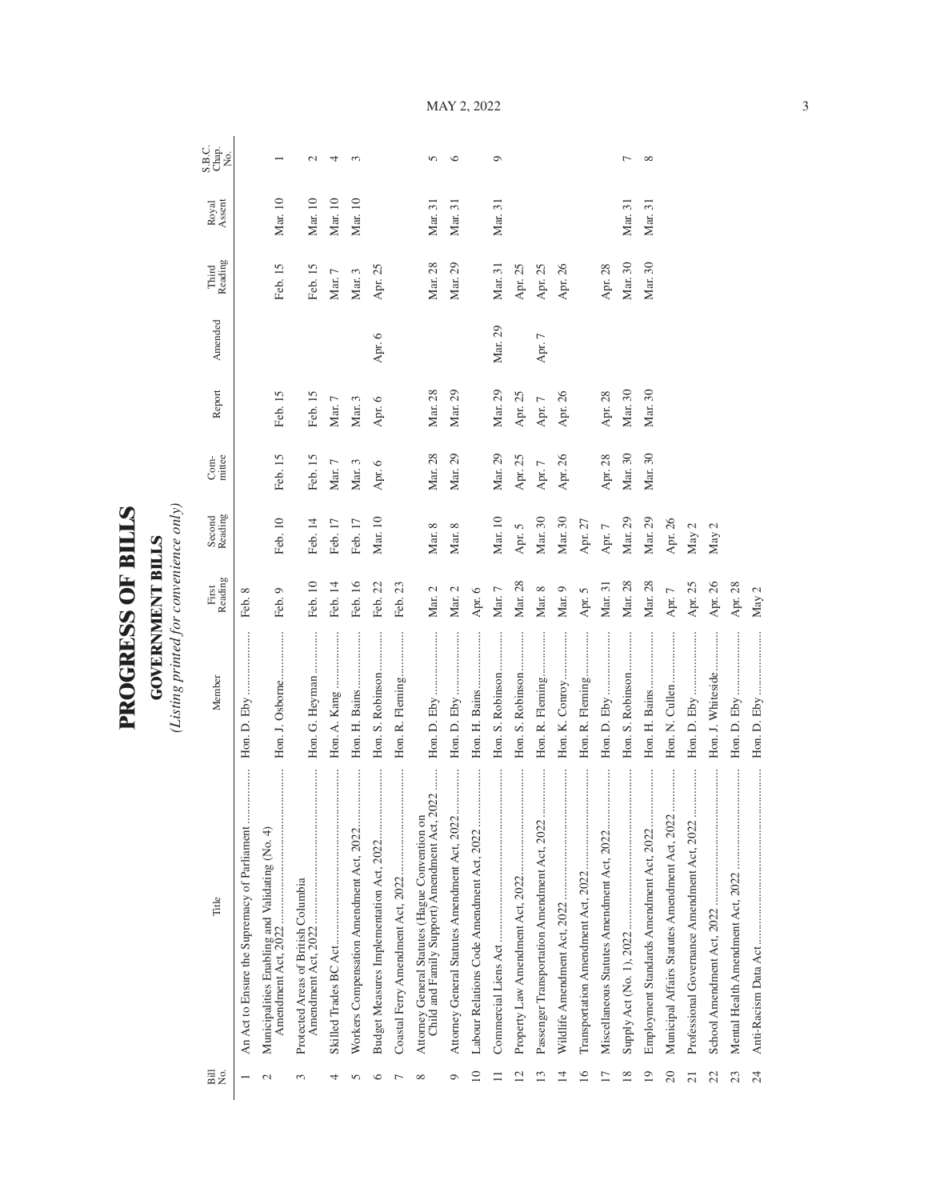# PROGRESS OF BILLS

## GOVERNMENT BILLS

*(Listing printed for convenience only)*

| Bill No. | Title | Member | First Reading | Second Reading | Com-mittee | Report | Amended | Third Reading | Royal Assent | S.B.C. Chap. No. |
|---|---|---|---|---|---|---|---|---|---|---|
| 1 | An Act to Ensure the Supremacy of Parliament | Hon. D. Eby | Feb. 8 | | | | | | | |
| 2 | Municipalities Enabling and Validating (No. 4) Amendment Act, 2022 | Hon. J. Osborne | Feb. 9 | Feb. 10 | Feb. 15 | Feb. 15 | | Feb. 15 | Mar. 10 | 1 |
| 3 | Protected Areas of British Columbia Amendment Act, 2022 | Hon. G. Heyman | Feb. 10 | Feb. 14 | Feb. 15 | Feb. 15 | | Feb. 15 | Mar. 10 | 2 |
| 4 | Skilled Trades BC Act | Hon. A. Kang | Feb. 14 | Feb. 17 | Mar. 7 | Mar. 7 | | Mar. 7 | Mar. 10 | 4 |
| 5 | Workers Compensation Amendment Act, 2022 | Hon. H. Bains | Feb. 16 | Feb. 17 | Mar. 3 | Mar. 3 | | Mar. 3 | Mar. 10 | 3 |
| 6 | Budget Measures Implementation Act, 2022 | Hon. S. Robinson | Feb. 22 | Mar. 10 | Apr. 6 | Apr. 6 | Apr. 6 | Apr. 25 | | |
| 7 | Coastal Ferry Amendment Act, 2022 | Hon. R. Fleming | Feb. 23 | | | | | | | |
| 8 | Attorney General Statutes (Hague Convention on Child and Family Support) Amendment Act, 2022 | Hon. D. Eby | Mar. 2 | Mar. 8 | Mar. 28 | Mar. 28 | | Mar. 28 | Mar. 31 | 5 |
| 9 | Attorney General Statutes Amendment Act, 2022 | Hon. D. Eby | Mar. 2 | Mar. 8 | Mar. 29 | Mar. 29 | | Mar. 29 | Mar. 31 | 6 |
| 10 | Labour Relations Code Amendment Act, 2022 | Hon. H. Bains | Apr. 6 | | | | | | | |
| 11 | Commercial Liens Act | Hon. S. Robinson | Mar. 7 | Mar. 10 | Mar. 29 | Mar. 29 | Mar. 29 | Mar. 31 | Mar. 31 | 9 |
| 12 | Property Law Amendment Act, 2022 | Hon. S. Robinson | Mar. 28 | Apr. 5 | Apr. 25 | Apr. 25 | | Apr. 25 | | |
| 13 | Passenger Transportation Amendment Act, 2022 | Hon. R. Fleming | Mar. 8 | Mar. 30 | Apr. 7 | Apr. 7 | Apr. 7 | Apr. 25 | | |
| 14 | Wildlife Amendment Act, 2022 | Hon. K. Conroy | Mar. 9 | Mar. 30 | Apr. 26 | Apr. 26 | | Apr. 26 | | |
| 16 | Transportation Amendment Act, 2022 | Hon. R. Fleming | Apr. 5 | Apr. 27 | | | | | | |
| 17 | Miscellaneous Statutes Amendment Act, 2022 | Hon. D. Eby | Mar. 31 | Apr. 7 | Apr. 28 | Apr. 28 | | Apr. 28 | | |
| 18 | Supply Act (No. 1), 2022 | Hon. S. Robinson | Mar. 28 | Mar. 29 | Mar. 30 | Mar. 30 | | Mar. 30 | Mar. 31 | 7 |
| 19 | Employment Standards Amendment Act, 2022 | Hon. H. Bains | Mar. 28 | Mar. 29 | Mar. 30 | Mar. 30 | | Mar. 30 | Mar. 31 | 8 |
| 20 | Municipal Affairs Statutes Amendment Act, 2022 | Hon. N. Cullen | Apr. 7 | Apr. 26 | | | | | | |
| 21 | Professional Governance Amendment Act, 2022 | Hon. D. Eby | Apr. 25 | May 2 | | | | | | |
| 22 | School Amendment Act, 2022 | Hon. J. Whiteside | Apr. 26 | May 2 | | | | | | |
| 23 | Mental Health Amendment Act, 2022 | Hon. D. Eby | Apr. 28 | | | | | | | |
| 24 | Anti-Racism Data Act | Hon. D. Eby | May 2 | | | | | | | |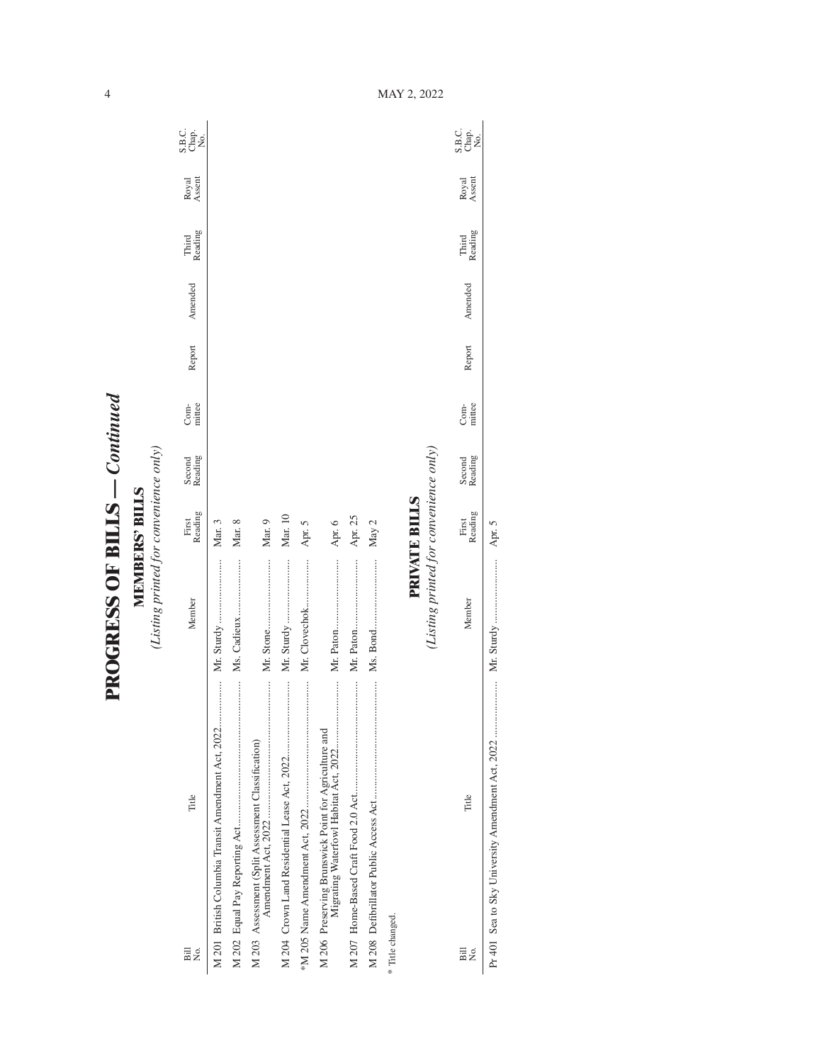# PROGRESS OF BILLS — *Continued*

## MEMBERS' BILLS

*(Listing printed for convenience only)*

| Bill No. | Title | Member | First Reading | Second Reading | Com-mittee | Report | Amended | Third Reading | Royal Assent | S.B.C. Chap. No. |
|---|---|---|---|---|---|---|---|---|---|---|
| M 201 | British Columbia Transit Amendment Act, 2022 | Mr. Sturdy | Mar. 3 | | | | | | | |
| M 202 | Equal Pay Reporting Act | Ms. Cadieux | Mar. 8 | | | | | | | |
| M 203 | Assessment (Split Assessment Classification) Amendment Act, 2022 | Mr. Stone | Mar. 9 | | | | | | | |
| M 204 | Crown Land Residential Lease Act, 2022 | Mr. Sturdy | Mar. 10 | | | | | | | |
| *M 205 | Name Amendment Act, 2022 | Mr. Clovechok | Apr. 5 | | | | | | | |
| M 206 | Preserving Brunswick Point for Agriculture and Migrating Waterfowl Habitat Act, 2022 | Mr. Paton | Apr. 6 | | | | | | | |
| M 207 | Home-Based Craft Food 2.0 Act | Mr. Paton | Apr. 25 | | | | | | | |
| M 208 | Defibrillator Public Access Act | Ms. Bond | May 2 | | | | | | | |

\* Title changed.

## PRIVATE BILLS

*(Listing printed for convenience only)*

| Bill No. | Title | Member | First Reading | Second Reading | Com-mittee | Report | Amended | Third Reading | Royal Assent | S.B.C. Chap. No. |
|---|---|---|---|---|---|---|---|---|---|---|
| Pr 401 | Sea to Sky University Amendment Act, 2022 | Mr. Sturdy | Apr. 5 | | | | | | | |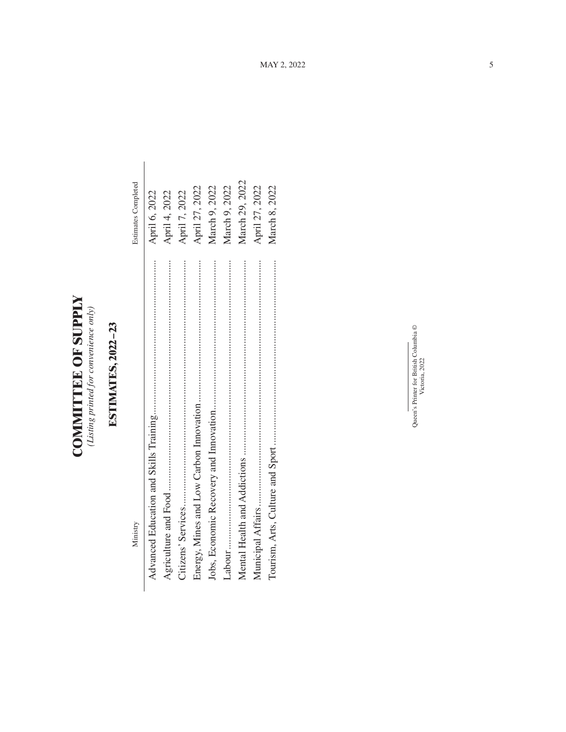# COMMITTEE OF SUPPLY

*(Listing printed for convenience only)*

## ESTIMATES, 2022 – 23

| Ministry | Estimates Completed |
| --- | --- |
| Advanced Education and Skills Training | April 6, 2022 |
| Agriculture and Food | April 4, 2022 |
| Citizens' Services | April 7, 2022 |
| Energy, Mines and Low Carbon Innovation | April 27, 2022 |
| Jobs, Economic Recovery and Innovation | March 9, 2022 |
| Labour | March 9, 2022 |
| Mental Health and Addictions | March 29, 2022 |
| Municipal Affairs | April 27, 2022 |
| Tourism, Arts, Culture and Sport | March 8, 2022 |

Queen's Printer for British Columbia ©
Victoria, 2022